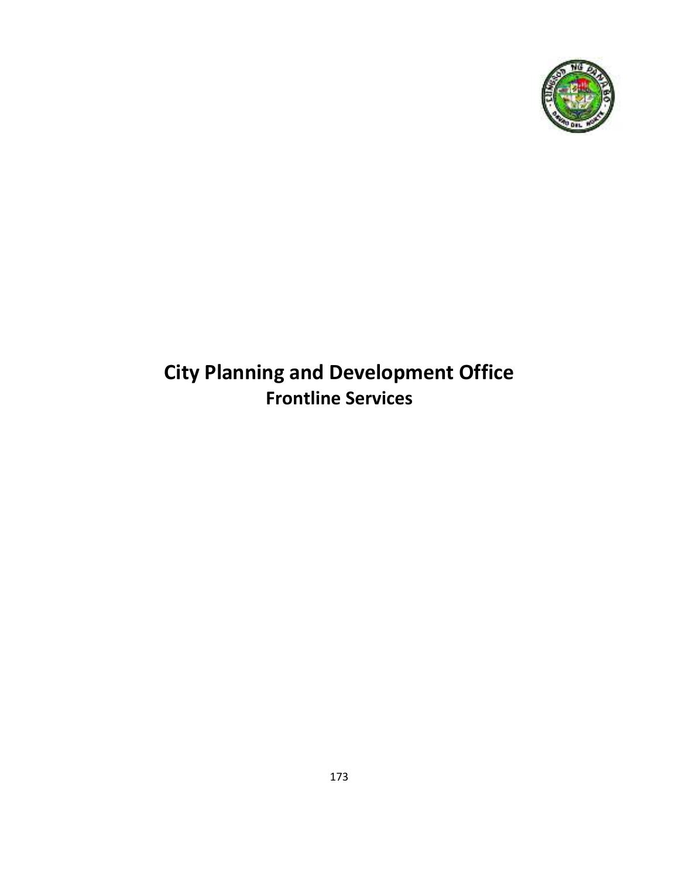# City Planning and Development Office

## Frontline Services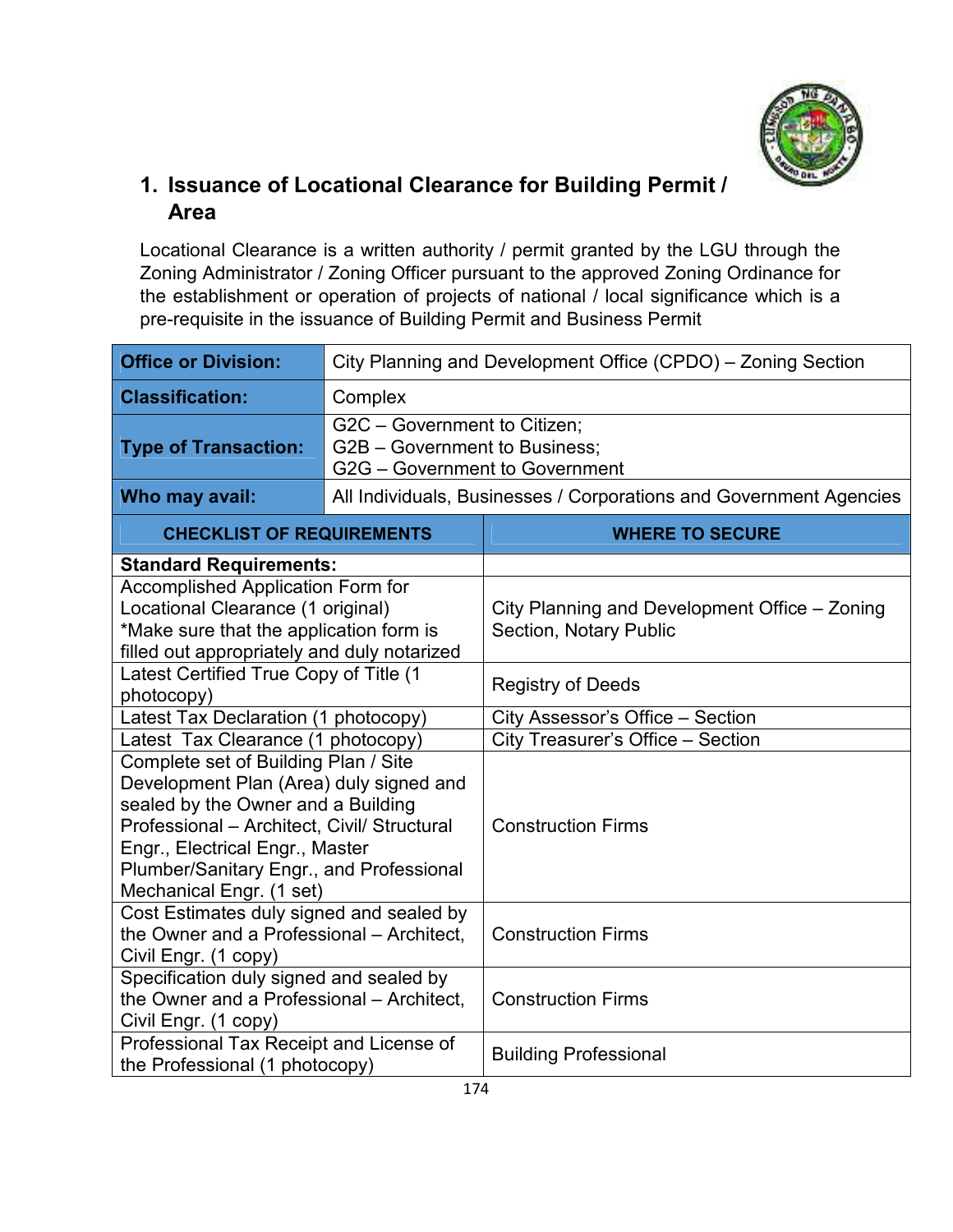## 1. Issuance of Locational Clearance for Building Permit / Area

Locational Clearance is a written authority / permit granted by the LGU through the Zoning Administrator / Zoning Officer pursuant to the approved Zoning Ordinance for the establishment or operation of projects of national / local significance which is a pre-requisite in the issuance of Building Permit and Business Permit

| **Office or Division:** | City Planning and Development Office (CPDO) – Zoning Section |
|---|---|
| **Classification:** | Complex |
| **Type of Transaction:** | G2C – Government to Citizen;<br>G2B – Government to Business;<br>G2G – Government to Government |
| **Who may avail:** | All Individuals, Businesses / Corporations and Government Agencies |

| CHECKLIST OF REQUIREMENTS | WHERE TO SECURE |
|---|---|
| **Standard Requirements:** | |
| Accomplished Application Form for Locational Clearance (1 original)<br>*Make sure that the application form is filled out appropriately and duly notarized | City Planning and Development Office – Zoning Section, Notary Public |
| Latest Certified True Copy of Title (1 photocopy) | Registry of Deeds |
| Latest Tax Declaration (1 photocopy) | City Assessor's Office – Section |
| Latest Tax Clearance (1 photocopy) | City Treasurer's Office – Section |
| Complete set of Building Plan / Site Development Plan (Area) duly signed and sealed by the Owner and a Building Professional – Architect, Civil/ Structural Engr., Electrical Engr., Master Plumber/Sanitary Engr., and Professional Mechanical Engr. (1 set) | Construction Firms |
| Cost Estimates duly signed and sealed by the Owner and a Professional – Architect, Civil Engr. (1 copy) | Construction Firms |
| Specification duly signed and sealed by the Owner and a Professional – Architect, Civil Engr. (1 copy) | Construction Firms |
| Professional Tax Receipt and License of the Professional (1 photocopy) | Building Professional |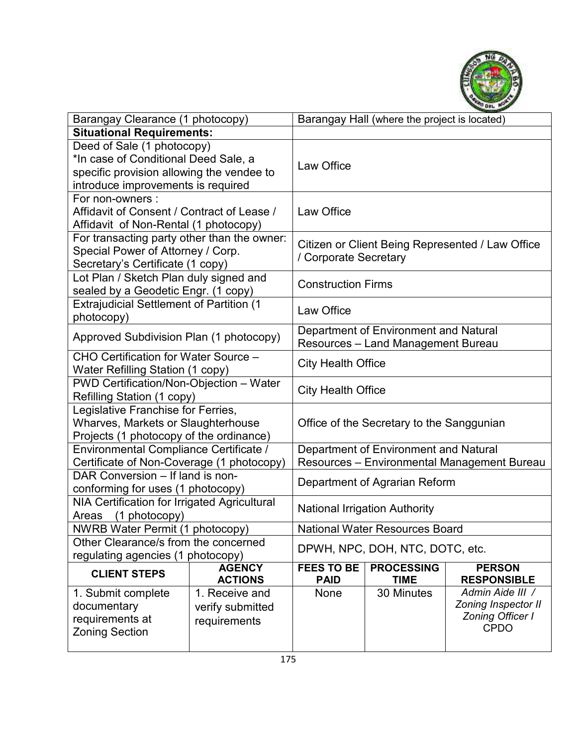| Barangay Clearance (1 photocopy) | Barangay Hall (where the project is located) |
|---|---|
| **Situational Requirements:** | |
| Deed of Sale (1 photocopy)<br>*In case of Conditional Deed Sale, a specific provision allowing the vendee to introduce improvements is required | Law Office |
| For non-owners :<br>Affidavit of Consent / Contract of Lease / Affidavit of Non-Rental (1 photocopy) | Law Office |
| For transacting party other than the owner: Special Power of Attorney / Corp. Secretary's Certificate (1 copy) | Citizen or Client Being Represented / Law Office / Corporate Secretary |
| Lot Plan / Sketch Plan duly signed and sealed by a Geodetic Engr. (1 copy) | Construction Firms |
| Extrajudicial Settlement of Partition (1 photocopy) | Law Office |
| Approved Subdivision Plan (1 photocopy) | Department of Environment and Natural Resources – Land Management Bureau |
| CHO Certification for Water Source – Water Refilling Station (1 copy) | City Health Office |
| PWD Certification/Non-Objection – Water Refilling Station (1 copy) | City Health Office |
| Legislative Franchise for Ferries, Wharves, Markets or Slaughterhouse Projects (1 photocopy of the ordinance) | Office of the Secretary to the Sanggunian |
| Environmental Compliance Certificate / Certificate of Non-Coverage (1 photocopy) | Department of Environment and Natural Resources – Environmental Management Bureau |
| DAR Conversion – If land is non-conforming for uses (1 photocopy) | Department of Agrarian Reform |
| NIA Certification for Irrigated Agricultural Areas (1 photocopy) | National Irrigation Authority |
| NWRB Water Permit (1 photocopy) | National Water Resources Board |
| Other Clearance/s from the concerned regulating agencies (1 photocopy) | DPWH, NPC, DOH, NTC, DOTC, etc. |

| CLIENT STEPS | AGENCY ACTIONS | FEES TO BE PAID | PROCESSING TIME | PERSON RESPONSIBLE |
|---|---|---|---|---|
| 1. Submit complete documentary requirements at Zoning Section | 1. Receive and verify submitted requirements | None | 30 Minutes | *Admin Aide III / Zoning Inspector II Zoning Officer I* CPDO |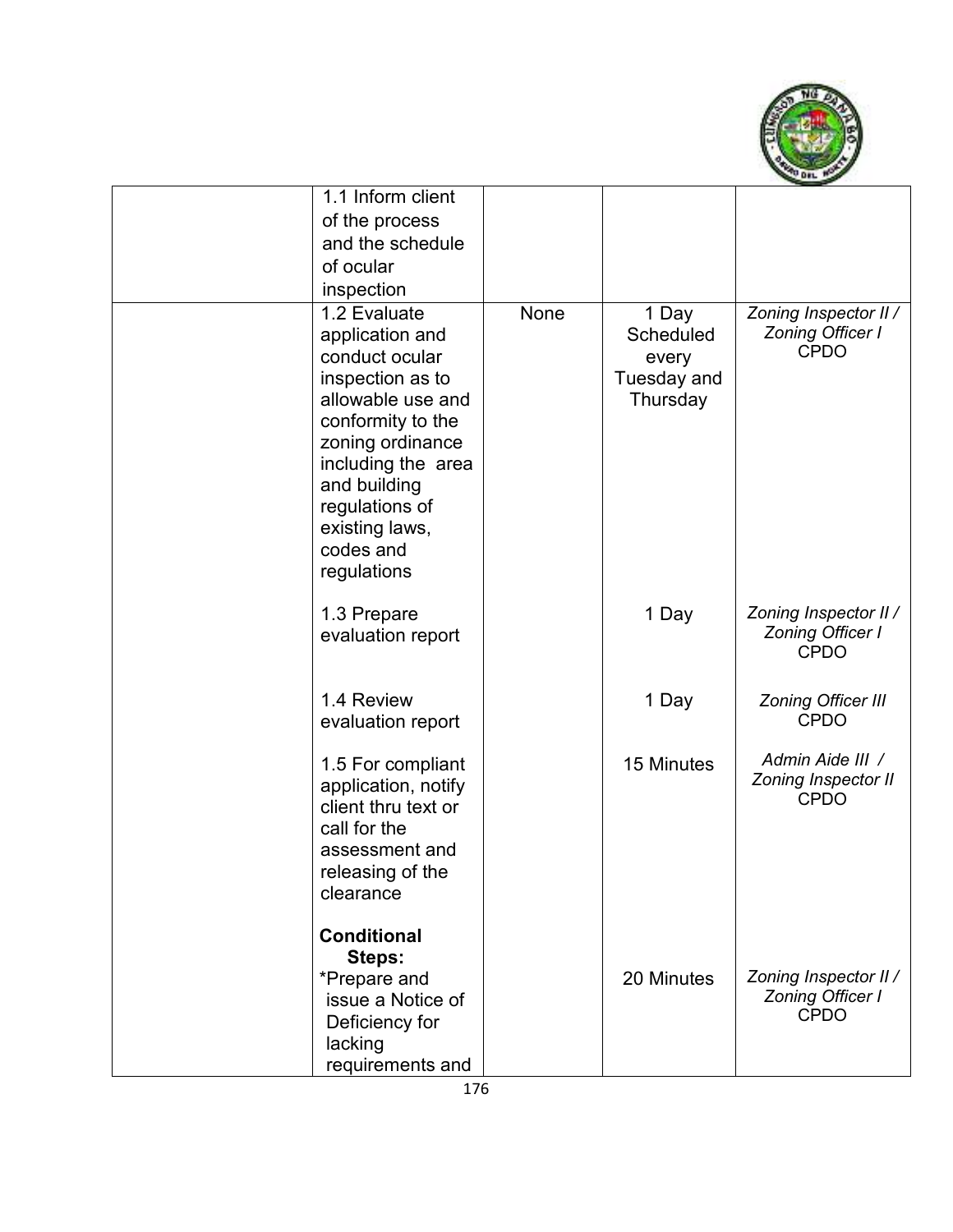| | | | | |
|---|---|---|---|---|
| | 1.1 Inform client of the process and the schedule of ocular inspection | | | |
| | 1.2 Evaluate application and conduct ocular inspection as to allowable use and conformity to the zoning ordinance including the area and building regulations of existing laws, codes and regulations | None | 1 Day Scheduled every Tuesday and Thursday | *Zoning Inspector II / Zoning Officer I* CPDO |
| | 1.3 Prepare evaluation report | | 1 Day | *Zoning Inspector II / Zoning Officer I* CPDO |
| | 1.4 Review evaluation report | | 1 Day | *Zoning Officer III* CPDO |
| | 1.5 For compliant application, notify client thru text or call for the assessment and releasing of the clearance | | 15 Minutes | *Admin Aide III / Zoning Inspector II* CPDO |
| | **Conditional Steps:** *Prepare and issue a Notice of Deficiency for lacking requirements and | | 20 Minutes | *Zoning Inspector II / Zoning Officer I* CPDO |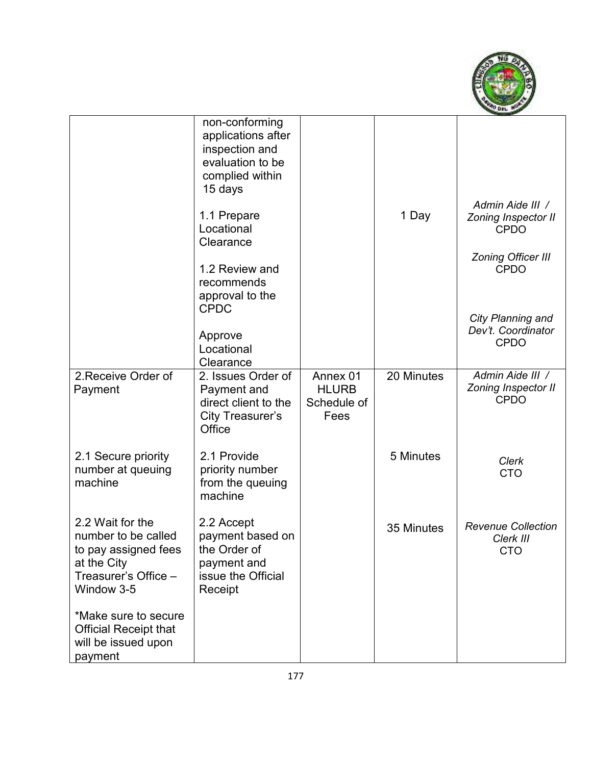| | | | | |
|---|---|---|---|---|
| | non-conforming applications after inspection and evaluation to be complied within 15 days<br><br>1.1 Prepare Locational Clearance<br><br>1.2 Review and recommends approval to the CPDC<br><br>Approve Locational Clearance | | 1 Day | *Admin Aide III / Zoning Inspector II* CPDO<br><br>*Zoning Officer III* CPDO<br><br>*City Planning and Dev't. Coordinator* CPDO |
| 2.Receive Order of Payment | 2. Issues Order of Payment and direct client to the City Treasurer's Office | Annex 01 HLURB Schedule of Fees | 20 Minutes | *Admin Aide III / Zoning Inspector II* CPDO |
| 2.1 Secure priority number at queuing machine | 2.1 Provide priority number from the queuing machine | | 5 Minutes | *Clerk* CTO |
| 2.2 Wait for the number to be called to pay assigned fees at the City Treasurer's Office – Window 3-5<br><br>*Make sure to secure Official Receipt that will be issued upon payment | 2.2 Accept payment based on the Order of payment and issue the Official Receipt | | 35 Minutes | *Revenue Collection Clerk III* CTO |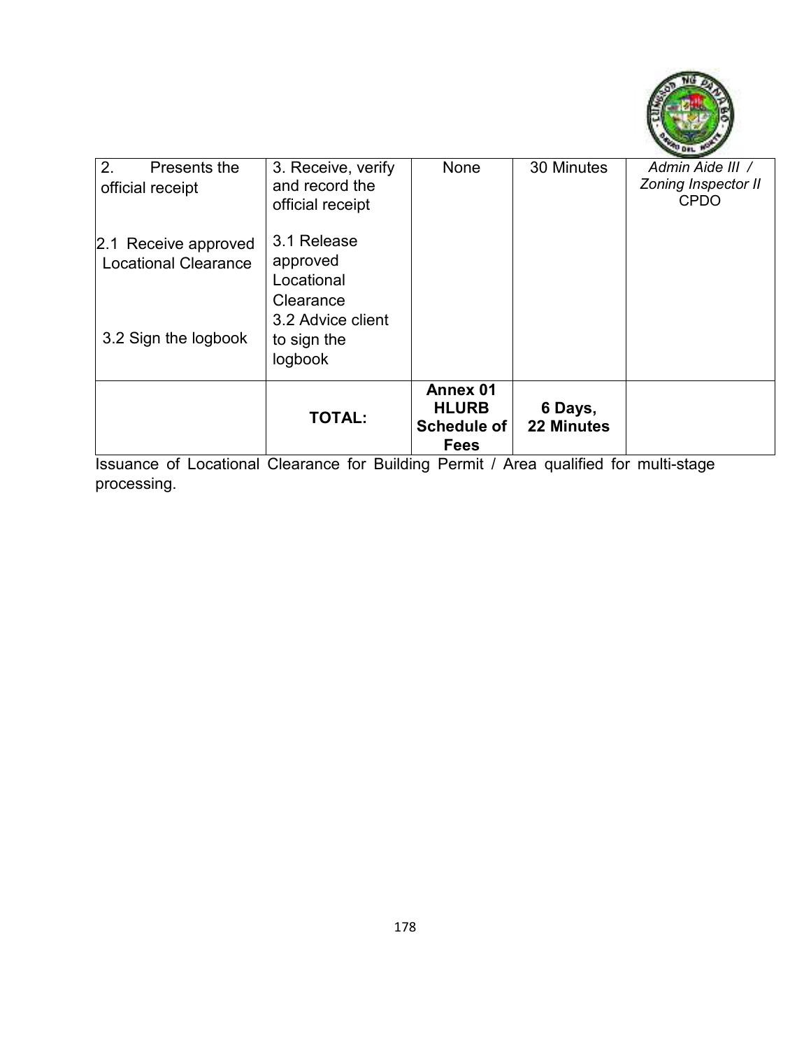| 2. Presents the official receipt<br><br>2.1 Receive approved Locational Clearance<br><br>3.2 Sign the logbook | 3. Receive, verify and record the official receipt<br><br>3.1 Release approved Locational Clearance<br>3.2 Advice client to sign the logbook | None | 30 Minutes | *Admin Aide III / Zoning Inspector II* CPDO |
|---|---|---|---|---|
| | **TOTAL:** | **Annex 01 HLURB Schedule of Fees** | **6 Days, 22 Minutes** | |

Issuance of Locational Clearance for Building Permit / Area qualified for multi-stage processing.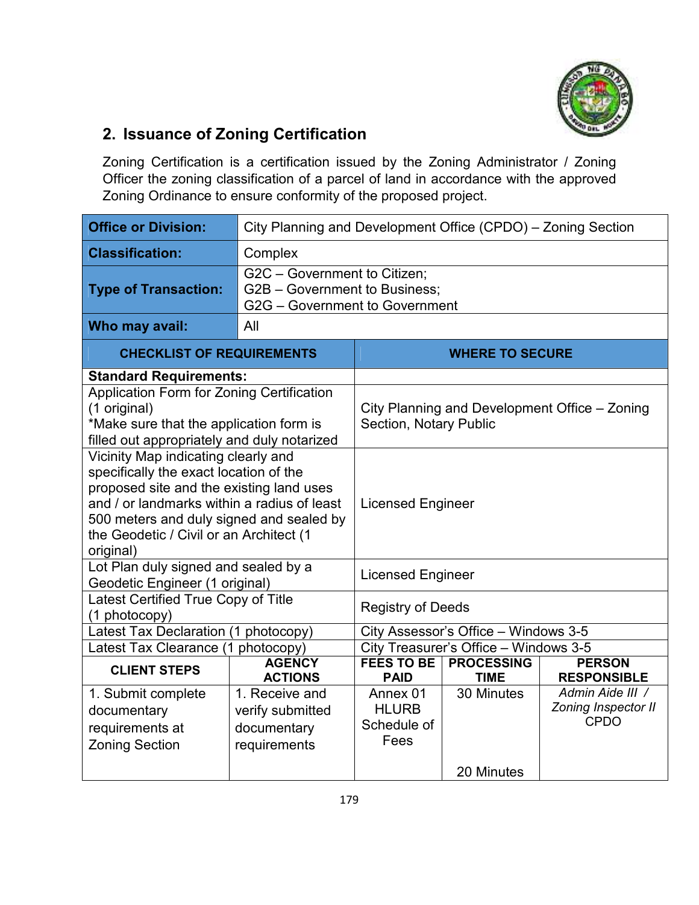## 2. Issuance of Zoning Certification

Zoning Certification is a certification issued by the Zoning Administrator / Zoning Officer the zoning classification of a parcel of land in accordance with the approved Zoning Ordinance to ensure conformity of the proposed project.

| **Office or Division:** | City Planning and Development Office (CPDO) – Zoning Section |
|---|---|
| **Classification:** | Complex |
| **Type of Transaction:** | G2C – Government to Citizen;<br>G2B – Government to Business;<br>G2G – Government to Government |
| **Who may avail:** | All |

| **CHECKLIST OF REQUIREMENTS** | **WHERE TO SECURE** |
|---|---|
| **Standard Requirements:** | |
| Application Form for Zoning Certification (1 original)<br>*Make sure that the application form is filled out appropriately and duly notarized | City Planning and Development Office – Zoning Section, Notary Public |
| Vicinity Map indicating clearly and specifically the exact location of the proposed site and the existing land uses and / or landmarks within a radius of least 500 meters and duly signed and sealed by the Geodetic / Civil or an Architect (1 original) | Licensed Engineer |
| Lot Plan duly signed and sealed by a Geodetic Engineer (1 original) | Licensed Engineer |
| Latest Certified True Copy of Title (1 photocopy) | Registry of Deeds |
| Latest Tax Declaration (1 photocopy) | City Assessor's Office – Windows 3-5 |
| Latest Tax Clearance (1 photocopy) | City Treasurer's Office – Windows 3-5 |

| **CLIENT STEPS** | **AGENCY ACTIONS** | **FEES TO BE PAID** | **PROCESSING TIME** | **PERSON RESPONSIBLE** |
|---|---|---|---|---|
| 1. Submit complete documentary requirements at Zoning Section | 1. Receive and verify submitted documentary requirements | Annex 01 HLURB Schedule of Fees | 30 Minutes<br><br>20 Minutes | *Admin Aide III / Zoning Inspector II* CPDO |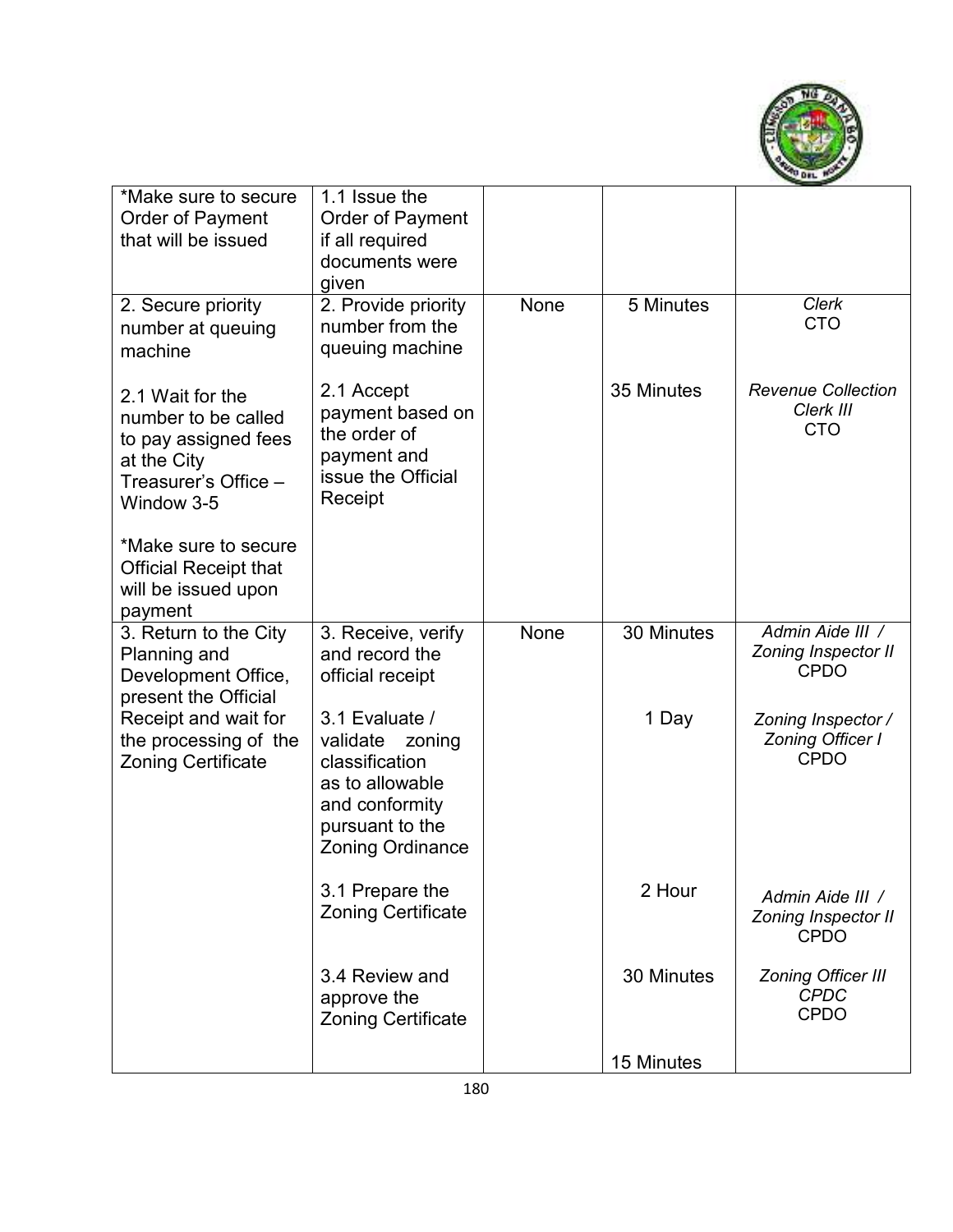| | | | | |
|---|---|---|---|---|
| *Make sure to secure Order of Payment that will be issued | 1.1 Issue the Order of Payment if all required documents were given | | | |
| 2. Secure priority number at queuing machine<br><br>2.1 Wait for the number to be called to pay assigned fees at the City Treasurer's Office – Window 3-5<br><br>*Make sure to secure Official Receipt that will be issued upon payment | 2. Provide priority number from the queuing machine<br><br>2.1 Accept payment based on the order of payment and issue the Official Receipt | None | 5 Minutes<br><br>35 Minutes | *Clerk*<br>CTO<br><br>*Revenue Collection Clerk III*<br>CTO |
| 3. Return to the City Planning and Development Office, present the Official Receipt and wait for the processing of the Zoning Certificate | 3. Receive, verify and record the official receipt<br><br>3.1 Evaluate / validate zoning classification as to allowable and conformity pursuant to the Zoning Ordinance<br><br>3.1 Prepare the Zoning Certificate<br><br>3.4 Review and approve the Zoning Certificate | None | 30 Minutes<br><br>1 Day<br><br>2 Hour<br><br>30 Minutes<br><br>15 Minutes | *Admin Aide III / Zoning Inspector II*<br>CPDO<br><br>*Zoning Inspector / Zoning Officer I*<br>CPDO<br><br>*Admin Aide III / Zoning Inspector II*<br>CPDO<br><br>*Zoning Officer III*<br>*CPDC*<br>CPDO |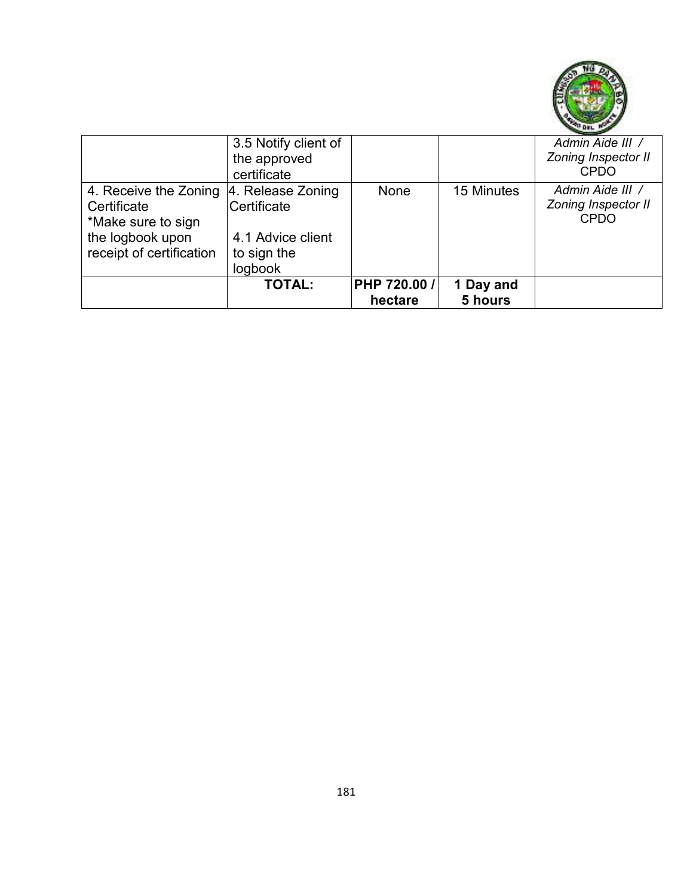| | | | | |
|---|---|---|---|---|
| | 3.5 Notify client of the approved certificate | | | *Admin Aide III / Zoning Inspector II* CPDO |
| 4. Receive the Zoning Certificate *Make sure to sign the logbook upon receipt of certification | 4. Release Zoning Certificate<br><br>4.1 Advice client to sign the logbook | None | 15 Minutes | *Admin Aide III / Zoning Inspector II* CPDO |
| | **TOTAL:** | **PHP 720.00 / hectare** | **1 Day and 5 hours** | |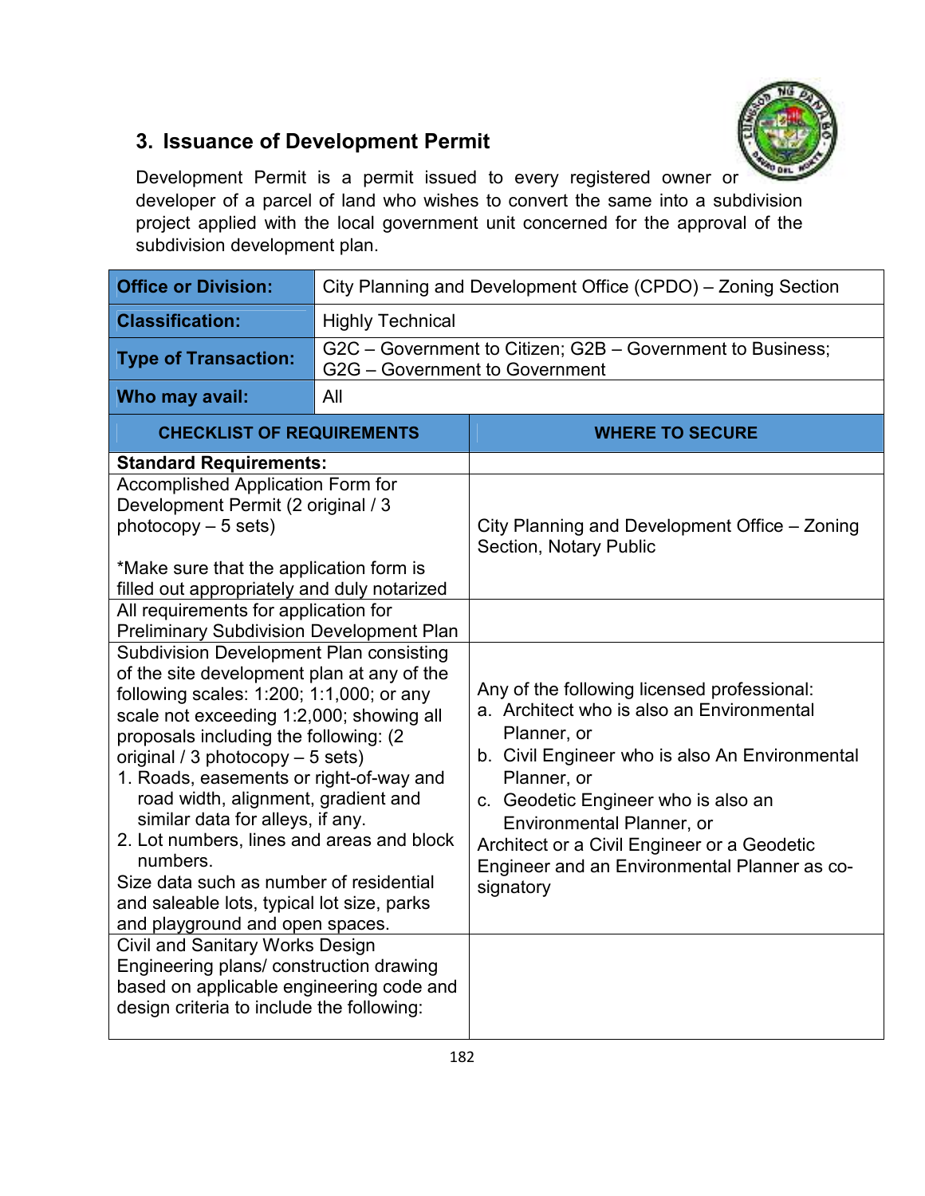## 3. Issuance of Development Permit

Development Permit is a permit issued to every registered owner or developer of a parcel of land who wishes to convert the same into a subdivision project applied with the local government unit concerned for the approval of the subdivision development plan.

| **Office or Division:** | City Planning and Development Office (CPDO) – Zoning Section |
|---|---|
| **Classification:** | Highly Technical |
| **Type of Transaction:** | G2C – Government to Citizen; G2B – Government to Business; G2G – Government to Government |
| **Who may avail:** | All |

| **CHECKLIST OF REQUIREMENTS** | **WHERE TO SECURE** |
|---|---|
| **Standard Requirements:** | |
| Accomplished Application Form for Development Permit (2 original / 3 photocopy – 5 sets)<br><br>*Make sure that the application form is filled out appropriately and duly notarized | City Planning and Development Office – Zoning Section, Notary Public |
| All requirements for application for Preliminary Subdivision Development Plan | |
| Subdivision Development Plan consisting of the site development plan at any of the following scales: 1:200; 1:1,000; or any scale not exceeding 1:2,000; showing all proposals including the following: (2 original / 3 photocopy – 5 sets)<br>1. Roads, easements or right-of-way and road width, alignment, gradient and similar data for alleys, if any.<br>2. Lot numbers, lines and areas and block numbers.<br>Size data such as number of residential and saleable lots, typical lot size, parks and playground and open spaces. | Any of the following licensed professional:<br>a. Architect who is also an Environmental Planner, or<br>b. Civil Engineer who is also An Environmental Planner, or<br>c. Geodetic Engineer who is also an Environmental Planner, or<br>Architect or a Civil Engineer or a Geodetic Engineer and an Environmental Planner as co-signatory |
| Civil and Sanitary Works Design Engineering plans/ construction drawing based on applicable engineering code and design criteria to include the following: | |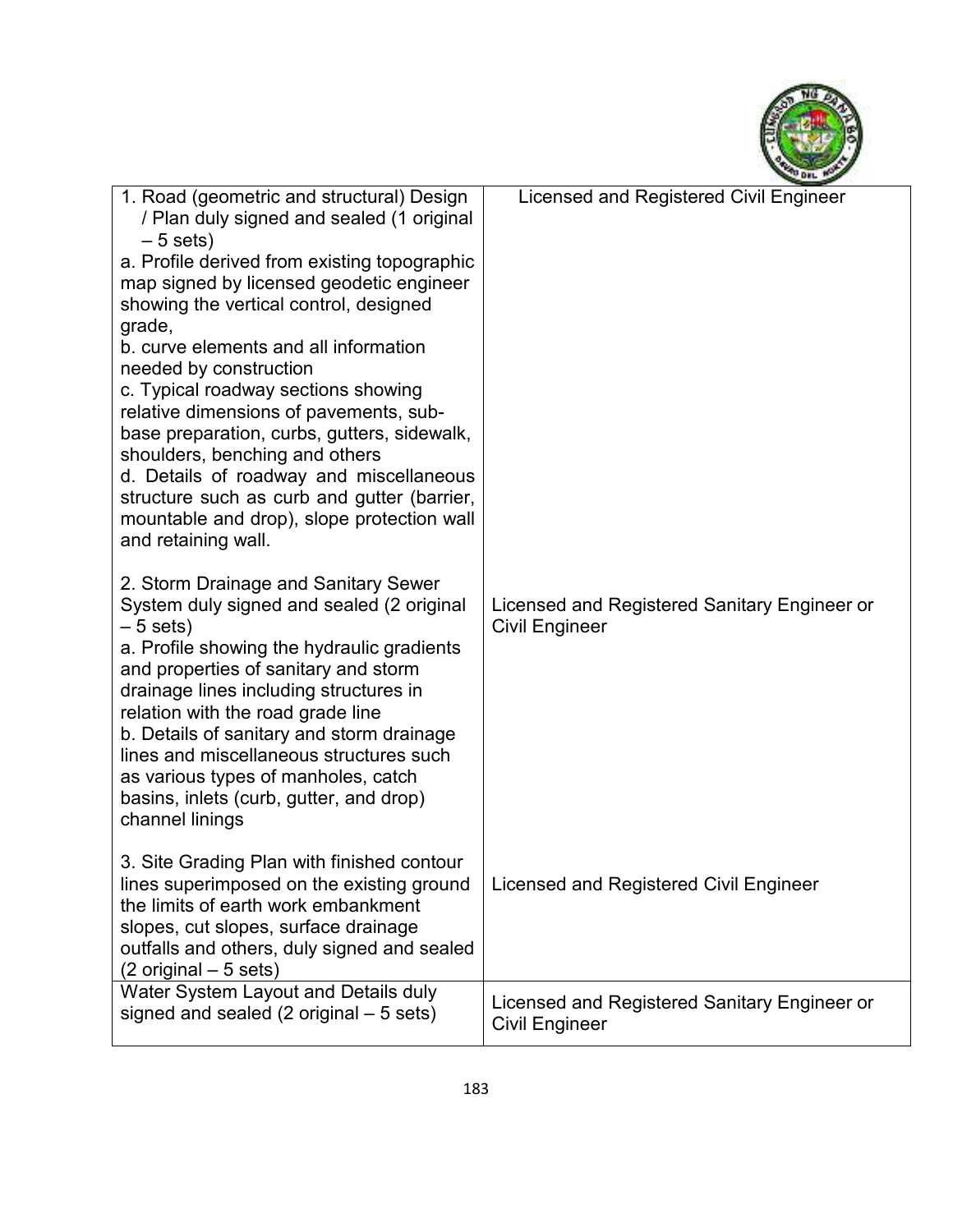| | |
|---|---|
| 1. Road (geometric and structural) Design / Plan duly signed and sealed (1 original – 5 sets)<br>a. Profile derived from existing topographic map signed by licensed geodetic engineer showing the vertical control, designed grade,<br>b. curve elements and all information needed by construction<br>c. Typical roadway sections showing relative dimensions of pavements, sub-base preparation, curbs, gutters, sidewalk, shoulders, benching and others<br>d. Details of roadway and miscellaneous structure such as curb and gutter (barrier, mountable and drop), slope protection wall and retaining wall.<br><br>2. Storm Drainage and Sanitary Sewer System duly signed and sealed (2 original – 5 sets)<br>a. Profile showing the hydraulic gradients and properties of sanitary and storm drainage lines including structures in relation with the road grade line<br>b. Details of sanitary and storm drainage lines and miscellaneous structures such as various types of manholes, catch basins, inlets (curb, gutter, and drop) channel linings<br><br>3. Site Grading Plan with finished contour lines superimposed on the existing ground the limits of earth work embankment slopes, cut slopes, surface drainage outfalls and others, duly signed and sealed (2 original – 5 sets) | Licensed and Registered Civil Engineer<br><br>Licensed and Registered Sanitary Engineer or Civil Engineer<br><br>Licensed and Registered Civil Engineer |
| Water System Layout and Details duly signed and sealed (2 original – 5 sets) | Licensed and Registered Sanitary Engineer or Civil Engineer |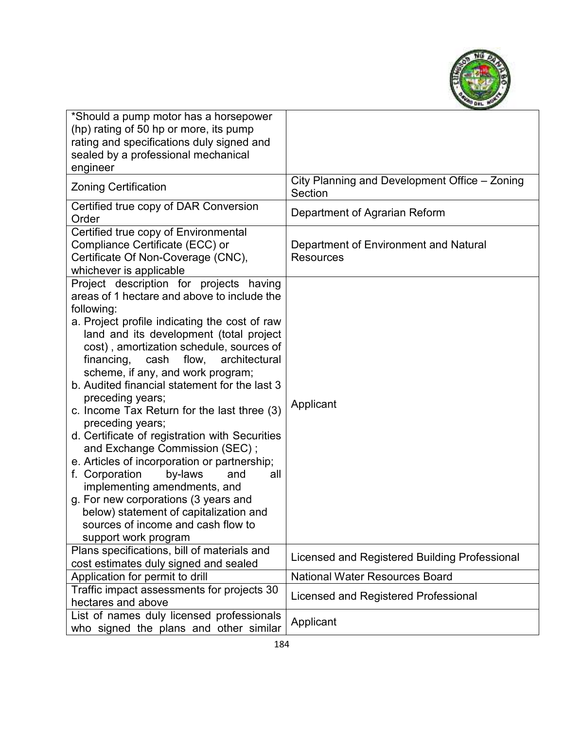| | |
|---|---|
| *Should a pump motor has a horsepower (hp) rating of 50 hp or more, its pump rating and specifications duly signed and sealed by a professional mechanical engineer | |
| Zoning Certification | City Planning and Development Office – Zoning Section |
| Certified true copy of DAR Conversion Order | Department of Agrarian Reform |
| Certified true copy of Environmental Compliance Certificate (ECC) or Certificate Of Non-Coverage (CNC), whichever is applicable | Department of Environment and Natural Resources |
| Project description for projects having areas of 1 hectare and above to include the following:<br>a. Project profile indicating the cost of raw land and its development (total project cost) , amortization schedule, sources of financing, cash flow, architectural scheme, if any, and work program;<br>b. Audited financial statement for the last 3 preceding years;<br>c. Income Tax Return for the last three (3) preceding years;<br>d. Certificate of registration with Securities and Exchange Commission (SEC) ;<br>e. Articles of incorporation or partnership;<br>f. Corporation by-laws and all implementing amendments, and<br>g. For new corporations (3 years and below) statement of capitalization and sources of income and cash flow to support work program | Applicant |
| Plans specifications, bill of materials and cost estimates duly signed and sealed | Licensed and Registered Building Professional |
| Application for permit to drill | National Water Resources Board |
| Traffic impact assessments for projects 30 hectares and above | Licensed and Registered Professional |
| List of names duly licensed professionals who signed the plans and other similar | Applicant |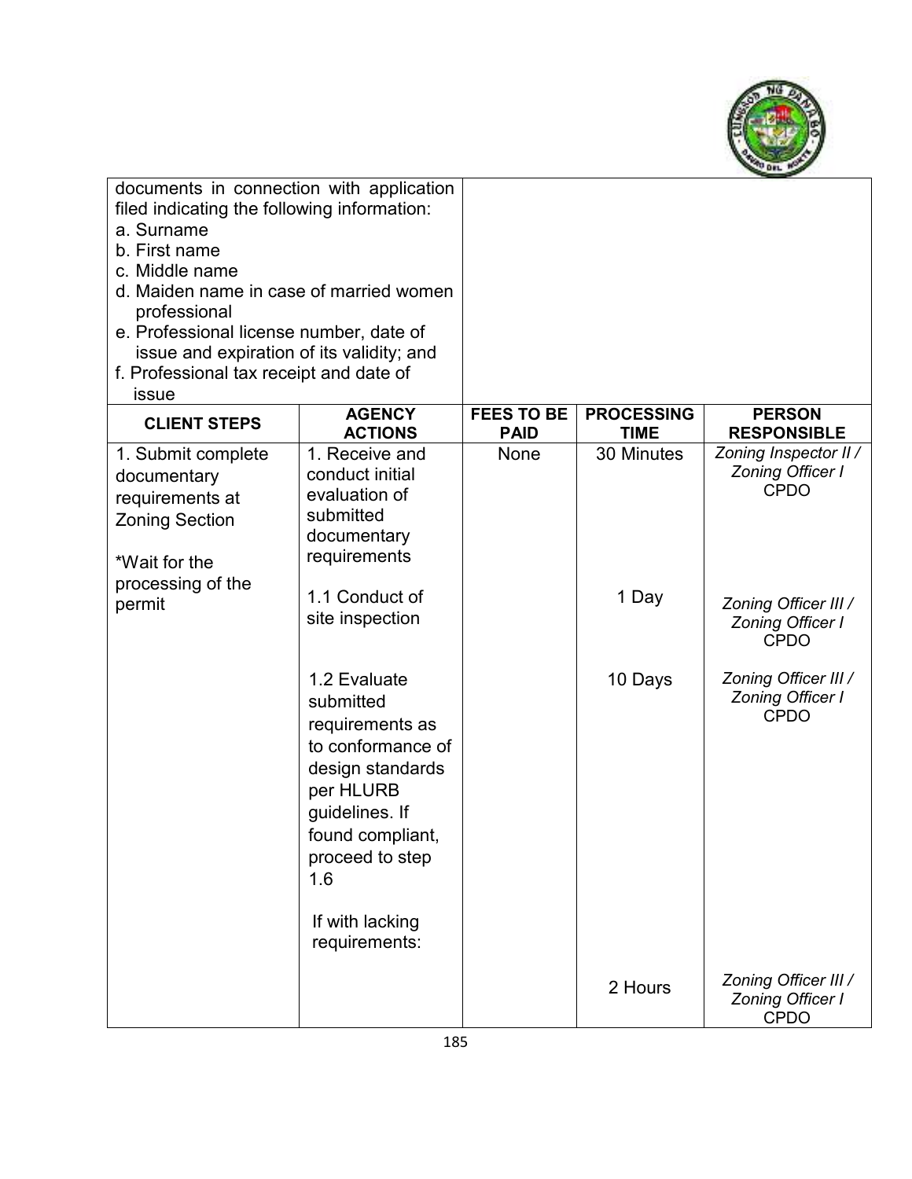| documents in connection with application filed indicating the following information:<br>a. Surname<br>b. First name<br>c. Middle name<br>d. Maiden name in case of married women professional<br>e. Professional license number, date of issue and expiration of its validity; and<br>f. Professional tax receipt and date of issue | | | | |
|---|---|---|---|---|
| **CLIENT STEPS** | **AGENCY ACTIONS** | **FEES TO BE PAID** | **PROCESSING TIME** | **PERSON RESPONSIBLE** |
| 1. Submit complete documentary requirements at Zoning Section<br><br>*Wait for the processing of the permit | 1. Receive and conduct initial evaluation of submitted documentary requirements | None | 30 Minutes | *Zoning Inspector II / Zoning Officer I*<br>CPDO |
| | 1.1 Conduct of site inspection | | 1 Day | *Zoning Officer III / Zoning Officer I*<br>CPDO |
| | 1.2 Evaluate submitted requirements as to conformance of design standards per HLURB guidelines. If found compliant, proceed to step 1.6<br><br>If with lacking requirements: | | 10 Days | *Zoning Officer III / Zoning Officer I*<br>CPDO |
| | | | 2 Hours | *Zoning Officer III / Zoning Officer I*<br>CPDO |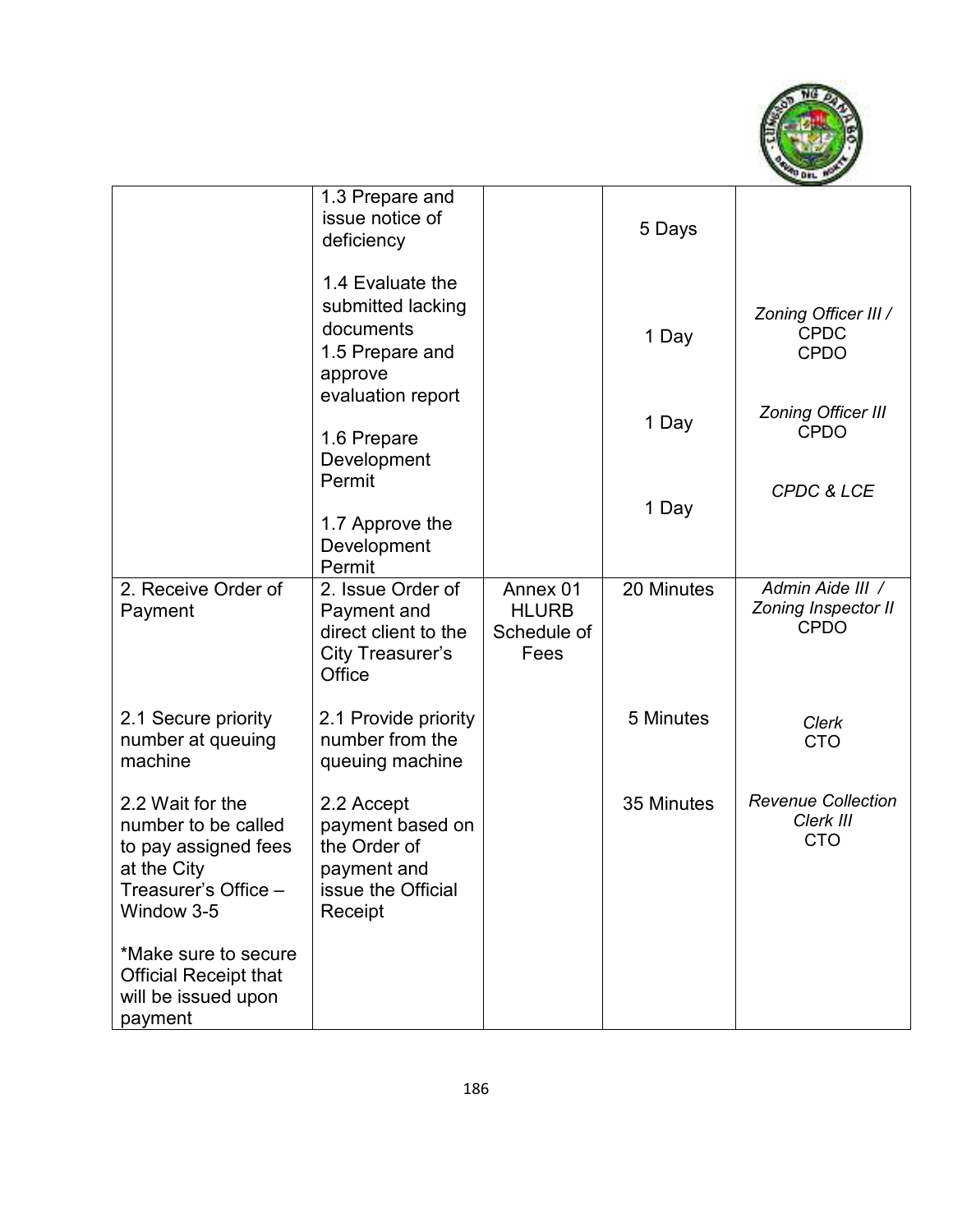| | | | | |
|---|---|---|---|---|
| | 1.3 Prepare and issue notice of deficiency | | 5 Days | |
| | 1.4 Evaluate the submitted lacking documents | | 1 Day | *Zoning Officer III /* CPDC CPDO |
| | 1.5 Prepare and approve evaluation report | | | |
| | 1.6 Prepare Development Permit | | 1 Day | *Zoning Officer III* CPDO |
| | 1.7 Approve the Development Permit | | 1 Day | *CPDC & LCE* |
| 2. Receive Order of Payment | 2. Issue Order of Payment and direct client to the City Treasurer's Office | Annex 01 HLURB Schedule of Fees | 20 Minutes | *Admin Aide III / Zoning Inspector II* CPDO |
| 2.1 Secure priority number at queuing machine | 2.1 Provide priority number from the queuing machine | | 5 Minutes | *Clerk* CTO |
| 2.2 Wait for the number to be called to pay assigned fees at the City Treasurer's Office – Window 3-5<br><br>*Make sure to secure Official Receipt that will be issued upon payment | 2.2 Accept payment based on the Order of payment and issue the Official Receipt | | 35 Minutes | *Revenue Collection Clerk III* CTO |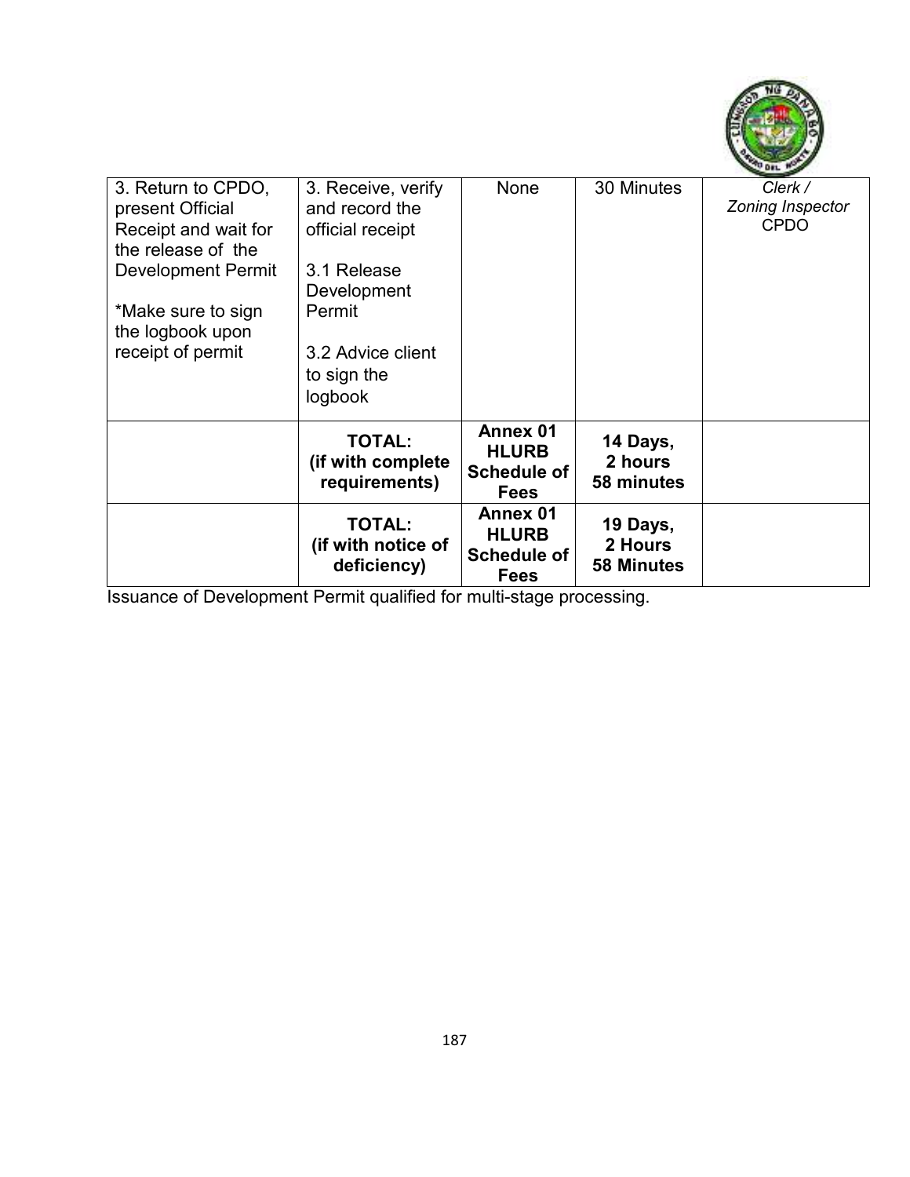| | | | | |
|---|---|---|---|---|
| 3. Return to CPDO, present Official Receipt and wait for the release of the Development Permit<br><br>*Make sure to sign the logbook upon receipt of permit | 3. Receive, verify and record the official receipt<br><br>3.1 Release Development Permit<br><br>3.2 Advice client to sign the logbook | None | 30 Minutes | *Clerk / Zoning Inspector* CPDO |
| | **TOTAL: (if with complete requirements)** | **Annex 01 HLURB Schedule of Fees** | **14 Days, 2 hours 58 minutes** | |
| | **TOTAL: (if with notice of deficiency)** | **Annex 01 HLURB Schedule of Fees** | **19 Days, 2 Hours 58 Minutes** | |

Issuance of Development Permit qualified for multi-stage processing.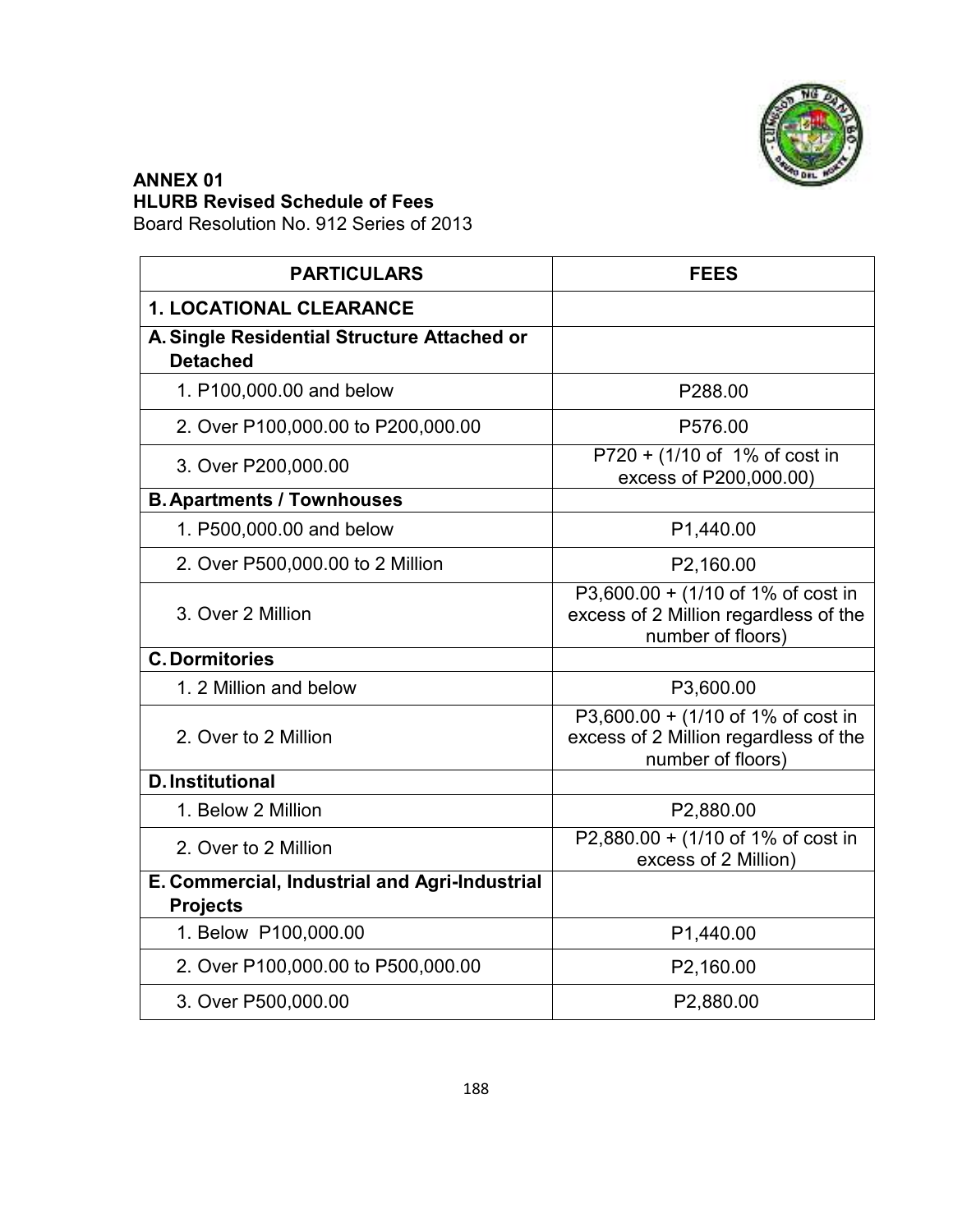**ANNEX 01**
**HLURB Revised Schedule of Fees**
Board Resolution No. 912 Series of 2013

| PARTICULARS | FEES |
|---|---|
| **1. LOCATIONAL CLEARANCE** | |
| **A. Single Residential Structure Attached or Detached** | |
| 1. P100,000.00 and below | P288.00 |
| 2. Over P100,000.00 to P200,000.00 | P576.00 |
| 3. Over P200,000.00 | P720 + (1/10 of 1% of cost in excess of P200,000.00) |
| **B. Apartments / Townhouses** | |
| 1. P500,000.00 and below | P1,440.00 |
| 2. Over P500,000.00 to 2 Million | P2,160.00 |
| 3. Over 2 Million | P3,600.00 + (1/10 of 1% of cost in excess of 2 Million regardless of the number of floors) |
| **C. Dormitories** | |
| 1. 2 Million and below | P3,600.00 |
| 2. Over to 2 Million | P3,600.00 + (1/10 of 1% of cost in excess of 2 Million regardless of the number of floors) |
| **D. Institutional** | |
| 1. Below 2 Million | P2,880.00 |
| 2. Over to 2 Million | P2,880.00 + (1/10 of 1% of cost in excess of 2 Million) |
| **E. Commercial, Industrial and Agri-Industrial Projects** | |
| 1. Below P100,000.00 | P1,440.00 |
| 2. Over P100,000.00 to P500,000.00 | P2,160.00 |
| 3. Over P500,000.00 | P2,880.00 |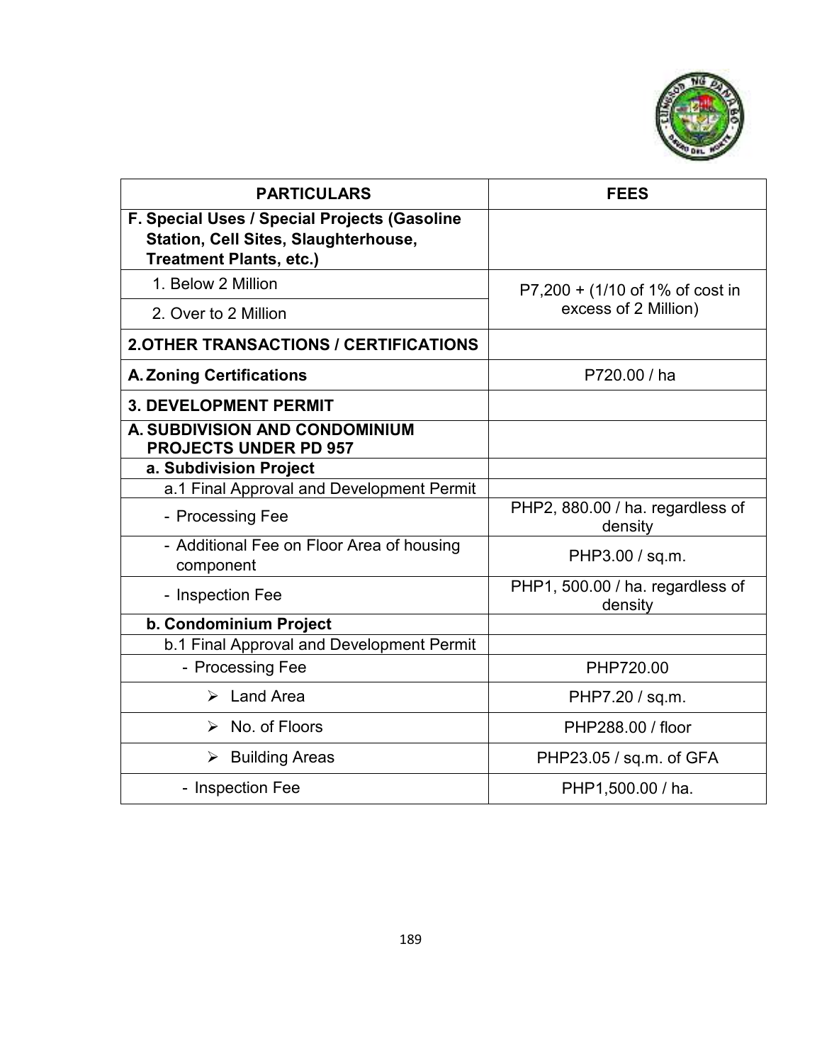| PARTICULARS | FEES |
|---|---|
| **F. Special Uses / Special Projects (Gasoline Station, Cell Sites, Slaughterhouse, Treatment Plants, etc.)** | |
| 1. Below 2 Million | P7,200 + (1/10 of 1% of cost in excess of 2 Million) |
| 2. Over to 2 Million | |
| **2.OTHER TRANSACTIONS / CERTIFICATIONS** | |
| **A. Zoning Certifications** | P720.00 / ha |
| **3. DEVELOPMENT PERMIT** | |
| **A. SUBDIVISION AND CONDOMINIUM PROJECTS UNDER PD 957** | |
| **a. Subdivision Project** | |
| a.1 Final Approval and Development Permit | |
| - Processing Fee | PHP2, 880.00 / ha. regardless of density |
| - Additional Fee on Floor Area of housing component | PHP3.00 / sq.m. |
| - Inspection Fee | PHP1, 500.00 / ha. regardless of density |
| **b. Condominium Project** | |
| b.1 Final Approval and Development Permit | |
| - Processing Fee | PHP720.00 |
| ➢ Land Area | PHP7.20 / sq.m. |
| ➢ No. of Floors | PHP288.00 / floor |
| ➢ Building Areas | PHP23.05 / sq.m. of GFA |
| - Inspection Fee | PHP1,500.00 / ha. |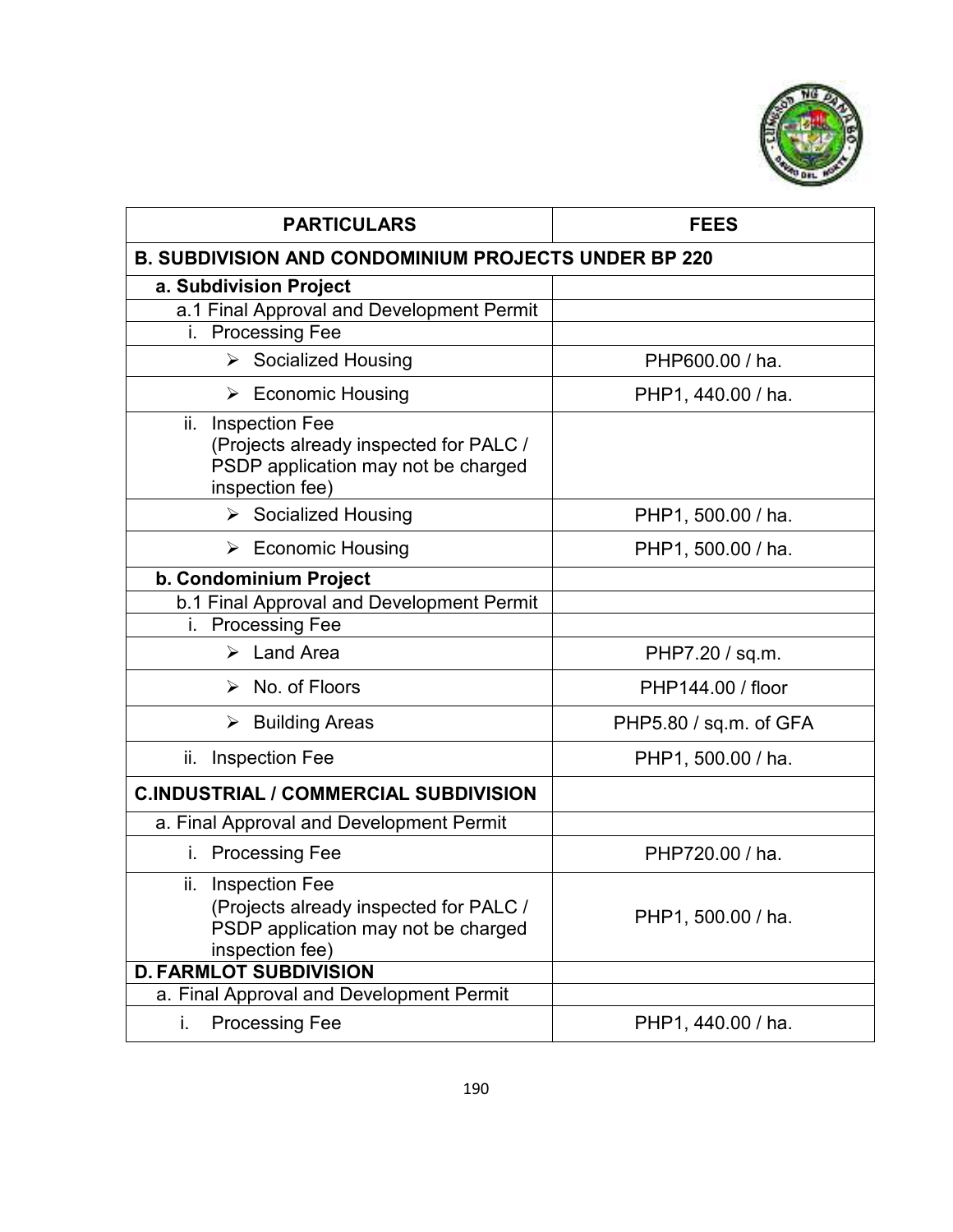| PARTICULARS | FEES |
|---|---|
| **B. SUBDIVISION AND CONDOMINIUM PROJECTS UNDER BP 220** | |
| **a. Subdivision Project** | |
| a.1 Final Approval and Development Permit | |
| i. Processing Fee | |
| ➢ Socialized Housing | PHP600.00 / ha. |
| ➢ Economic Housing | PHP1, 440.00 / ha. |
| ii. Inspection Fee (Projects already inspected for PALC / PSDP application may not be charged inspection fee) | |
| ➢ Socialized Housing | PHP1, 500.00 / ha. |
| ➢ Economic Housing | PHP1, 500.00 / ha. |
| **b. Condominium Project** | |
| b.1 Final Approval and Development Permit | |
| i. Processing Fee | |
| ➢ Land Area | PHP7.20 / sq.m. |
| ➢ No. of Floors | PHP144.00 / floor |
| ➢ Building Areas | PHP5.80 / sq.m. of GFA |
| ii. Inspection Fee | PHP1, 500.00 / ha. |
| **C.INDUSTRIAL / COMMERCIAL SUBDIVISION** | |
| a. Final Approval and Development Permit | |
| i. Processing Fee | PHP720.00 / ha. |
| ii. Inspection Fee (Projects already inspected for PALC / PSDP application may not be charged inspection fee) | PHP1, 500.00 / ha. |
| **D. FARMLOT SUBDIVISION** | |
| a. Final Approval and Development Permit | |
| i. Processing Fee | PHP1, 440.00 / ha. |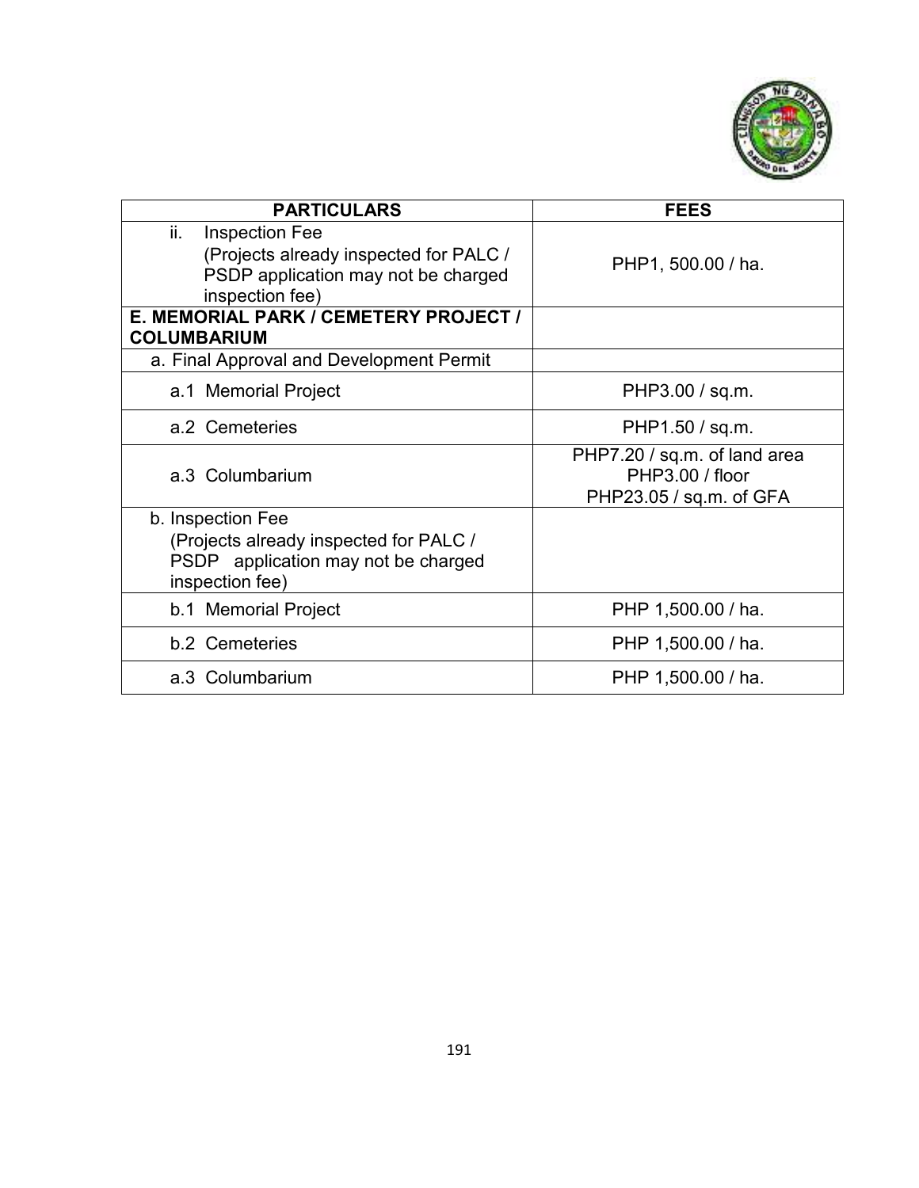| PARTICULARS | FEES |
| --- | --- |
| ii. Inspection Fee (Projects already inspected for PALC / PSDP application may not be charged inspection fee) | PHP1, 500.00 / ha. |
| **E. MEMORIAL PARK / CEMETERY PROJECT / COLUMBARIUM** | |
| a. Final Approval and Development Permit | |
| a.1 Memorial Project | PHP3.00 / sq.m. |
| a.2 Cemeteries | PHP1.50 / sq.m. |
| a.3 Columbarium | PHP7.20 / sq.m. of land area<br>PHP3.00 / floor<br>PHP23.05 / sq.m. of GFA |
| b. Inspection Fee (Projects already inspected for PALC / PSDP application may not be charged inspection fee) | |
| b.1 Memorial Project | PHP 1,500.00 / ha. |
| b.2 Cemeteries | PHP 1,500.00 / ha. |
| a.3 Columbarium | PHP 1,500.00 / ha. |